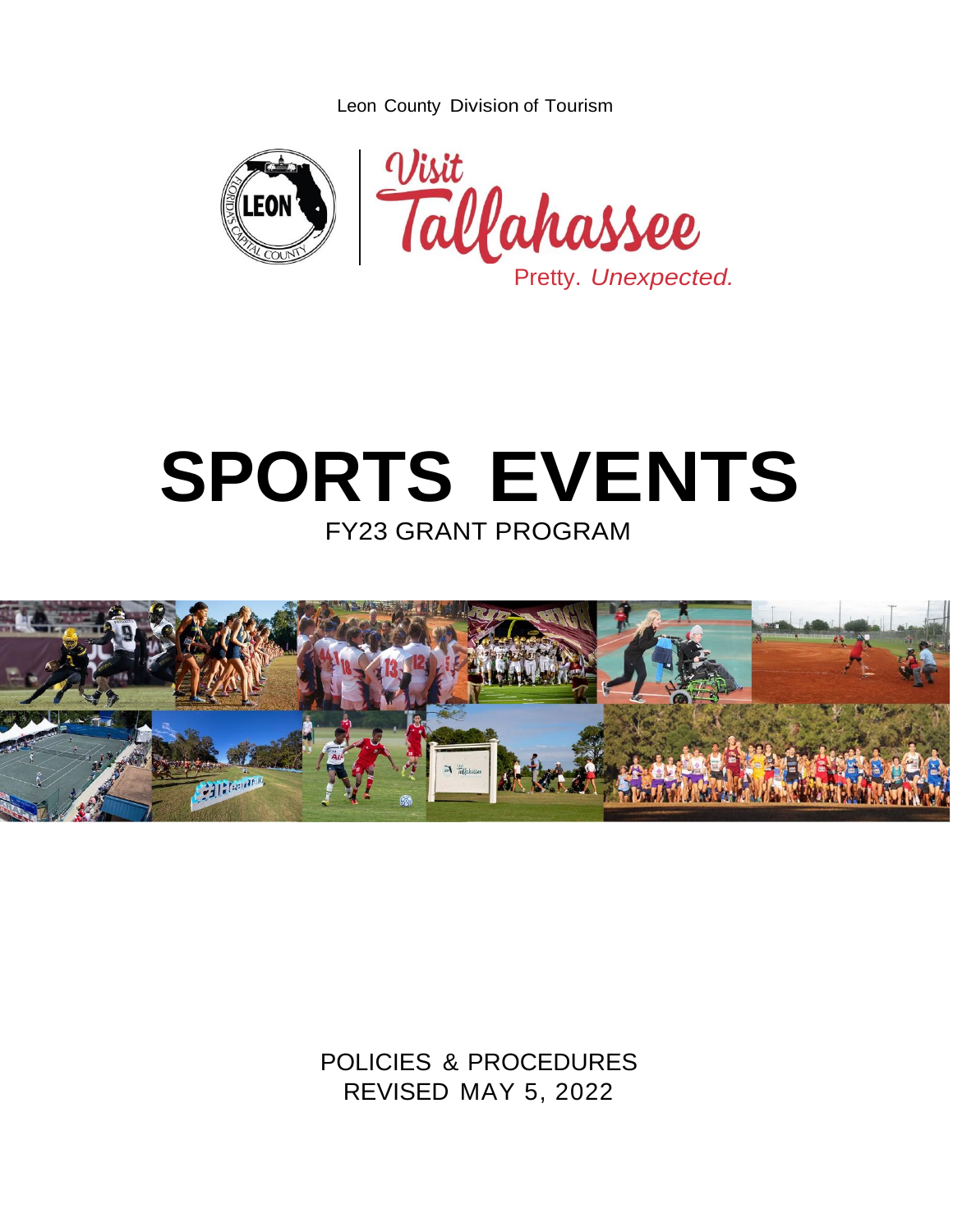Leon County Division of Tourism

Visit Tallahassee

Pretty. *Unexpected.*

# SPORTS EVENTS

FY23 GRANT PROGRAM

POLICIES & PROCEDURES

REVISED MAY 5, 2022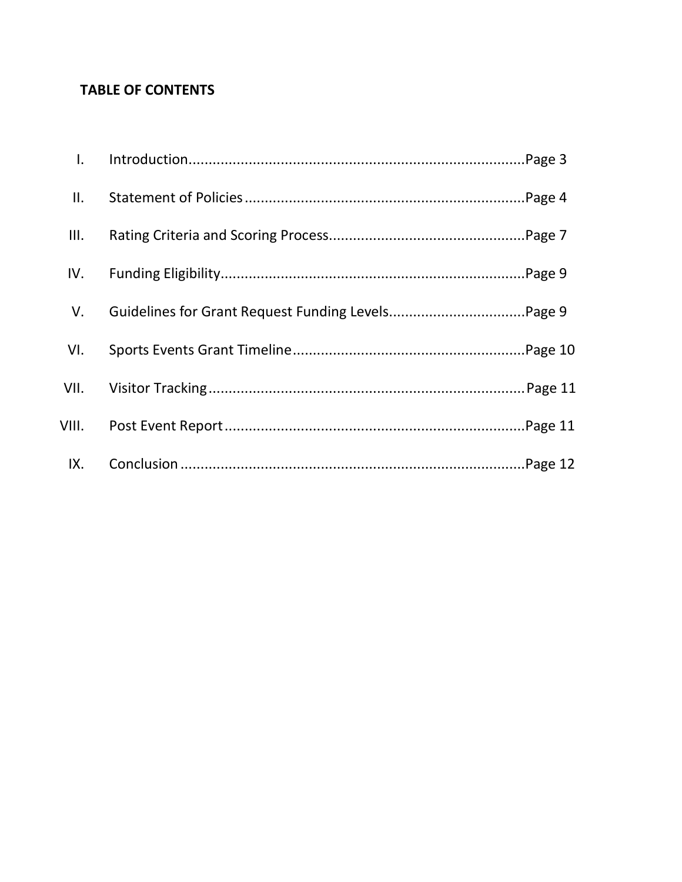## TABLE OF CONTENTS

| | | |
|---|---|---|
| I. | Introduction | Page 3 |
| II. | Statement of Policies | Page 4 |
| III. | Rating Criteria and Scoring Process | Page 7 |
| IV. | Funding Eligibility | Page 9 |
| V. | Guidelines for Grant Request Funding Levels | Page 9 |
| VI. | Sports Events Grant Timeline | Page 10 |
| VII. | Visitor Tracking | Page 11 |
| VIII. | Post Event Report | Page 11 |
| IX. | Conclusion | Page 12 |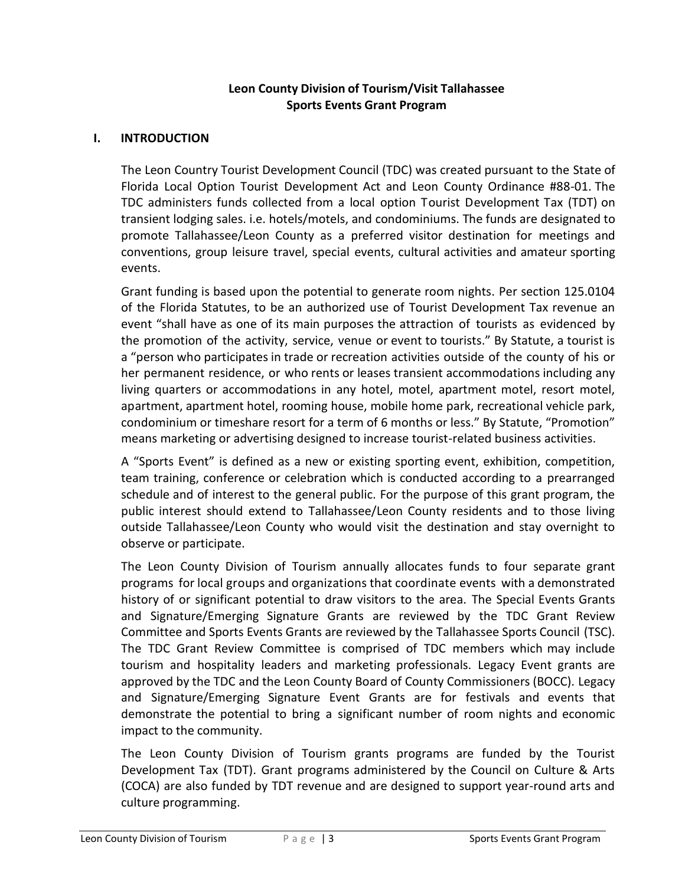**Leon County Division of Tourism/Visit Tallahassee**
**Sports Events Grant Program**

## I. INTRODUCTION

The Leon Country Tourist Development Council (TDC) was created pursuant to the State of Florida Local Option Tourist Development Act and Leon County Ordinance #88-01. The TDC administers funds collected from a local option Tourist Development Tax (TDT) on transient lodging sales. i.e. hotels/motels, and condominiums. The funds are designated to promote Tallahassee/Leon County as a preferred visitor destination for meetings and conventions, group leisure travel, special events, cultural activities and amateur sporting events.

Grant funding is based upon the potential to generate room nights. Per section 125.0104 of the Florida Statutes, to be an authorized use of Tourist Development Tax revenue an event "shall have as one of its main purposes the attraction of tourists as evidenced by the promotion of the activity, service, venue or event to tourists." By Statute, a tourist is a "person who participates in trade or recreation activities outside of the county of his or her permanent residence, or who rents or leases transient accommodations including any living quarters or accommodations in any hotel, motel, apartment motel, resort motel, apartment, apartment hotel, rooming house, mobile home park, recreational vehicle park, condominium or timeshare resort for a term of 6 months or less." By Statute, "Promotion" means marketing or advertising designed to increase tourist-related business activities.

A "Sports Event" is defined as a new or existing sporting event, exhibition, competition, team training, conference or celebration which is conducted according to a prearranged schedule and of interest to the general public. For the purpose of this grant program, the public interest should extend to Tallahassee/Leon County residents and to those living outside Tallahassee/Leon County who would visit the destination and stay overnight to observe or participate.

The Leon County Division of Tourism annually allocates funds to four separate grant programs for local groups and organizations that coordinate events with a demonstrated history of or significant potential to draw visitors to the area. The Special Events Grants and Signature/Emerging Signature Grants are reviewed by the TDC Grant Review Committee and Sports Events Grants are reviewed by the Tallahassee Sports Council (TSC). The TDC Grant Review Committee is comprised of TDC members which may include tourism and hospitality leaders and marketing professionals. Legacy Event grants are approved by the TDC and the Leon County Board of County Commissioners (BOCC). Legacy and Signature/Emerging Signature Event Grants are for festivals and events that demonstrate the potential to bring a significant number of room nights and economic impact to the community.

The Leon County Division of Tourism grants programs are funded by the Tourist Development Tax (TDT). Grant programs administered by the Council on Culture & Arts (COCA) are also funded by TDT revenue and are designed to support year-round arts and culture programming.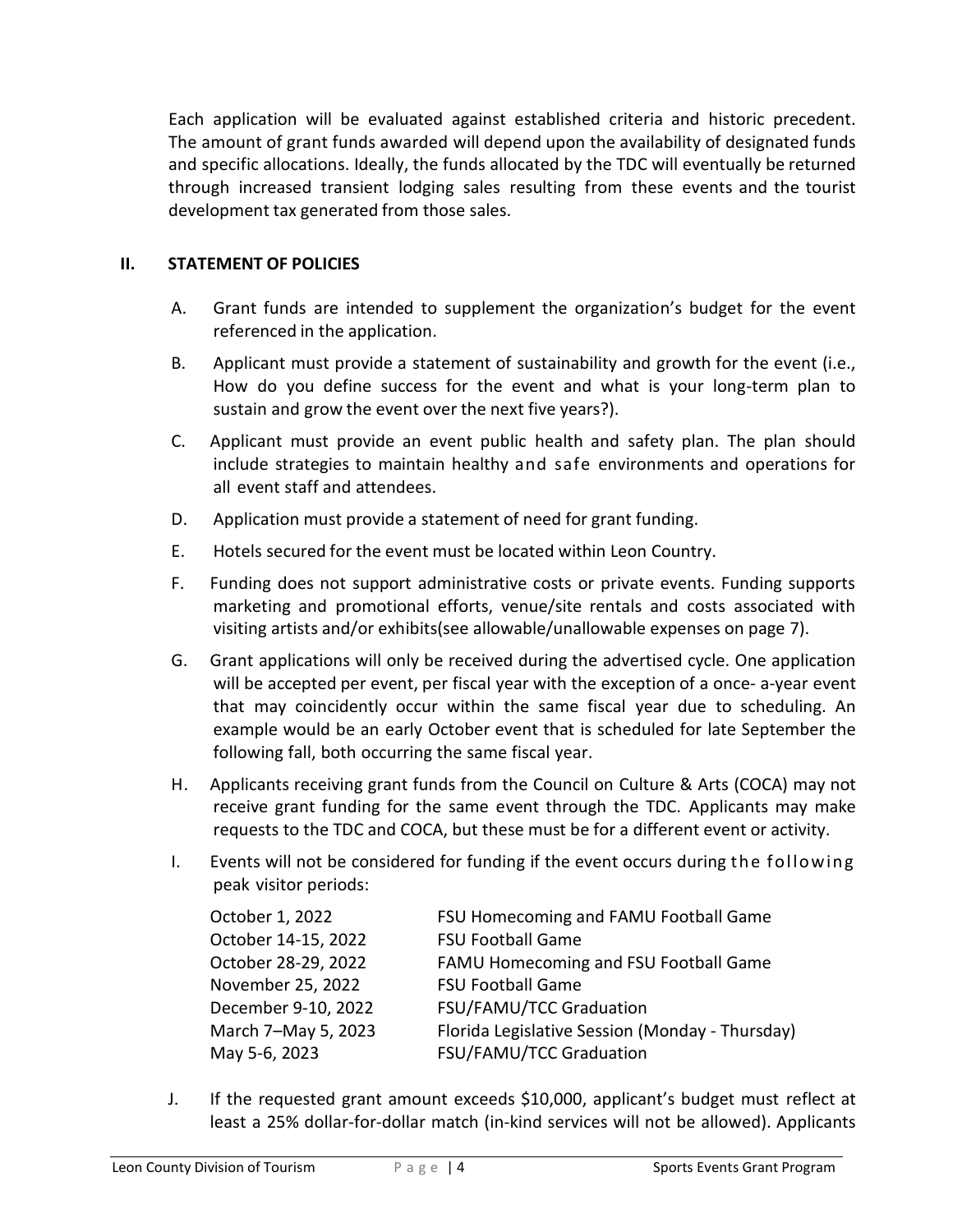Each application will be evaluated against established criteria and historic precedent. The amount of grant funds awarded will depend upon the availability of designated funds and specific allocations. Ideally, the funds allocated by the TDC will eventually be returned through increased transient lodging sales resulting from these events and the tourist development tax generated from those sales.

## II. STATEMENT OF POLICIES

A. Grant funds are intended to supplement the organization's budget for the event referenced in the application.

B. Applicant must provide a statement of sustainability and growth for the event (i.e., How do you define success for the event and what is your long-term plan to sustain and grow the event over the next five years?).

C. Applicant must provide an event public health and safety plan. The plan should include strategies to maintain healthy and safe environments and operations for all event staff and attendees.

D. Application must provide a statement of need for grant funding.

E. Hotels secured for the event must be located within Leon Country.

F. Funding does not support administrative costs or private events. Funding supports marketing and promotional efforts, venue/site rentals and costs associated with visiting artists and/or exhibits(see allowable/unallowable expenses on page 7).

G. Grant applications will only be received during the advertised cycle. One application will be accepted per event, per fiscal year with the exception of a once- a-year event that may coincidently occur within the same fiscal year due to scheduling. An example would be an early October event that is scheduled for late September the following fall, both occurring the same fiscal year.

H. Applicants receiving grant funds from the Council on Culture & Arts (COCA) may not receive grant funding for the same event through the TDC. Applicants may make requests to the TDC and COCA, but these must be for a different event or activity.

I. Events will not be considered for funding if the event occurs during the following peak visitor periods:

| | |
|---|---|
| October 1, 2022 | FSU Homecoming and FAMU Football Game |
| October 14-15, 2022 | FSU Football Game |
| October 28-29, 2022 | FAMU Homecoming and FSU Football Game |
| November 25, 2022 | FSU Football Game |
| December 9-10, 2022 | FSU/FAMU/TCC Graduation |
| March 7–May 5, 2023 | Florida Legislative Session (Monday - Thursday) |
| May 5-6, 2023 | FSU/FAMU/TCC Graduation |

J. If the requested grant amount exceeds $10,000, applicant's budget must reflect at least a 25% dollar-for-dollar match (in-kind services will not be allowed). Applicants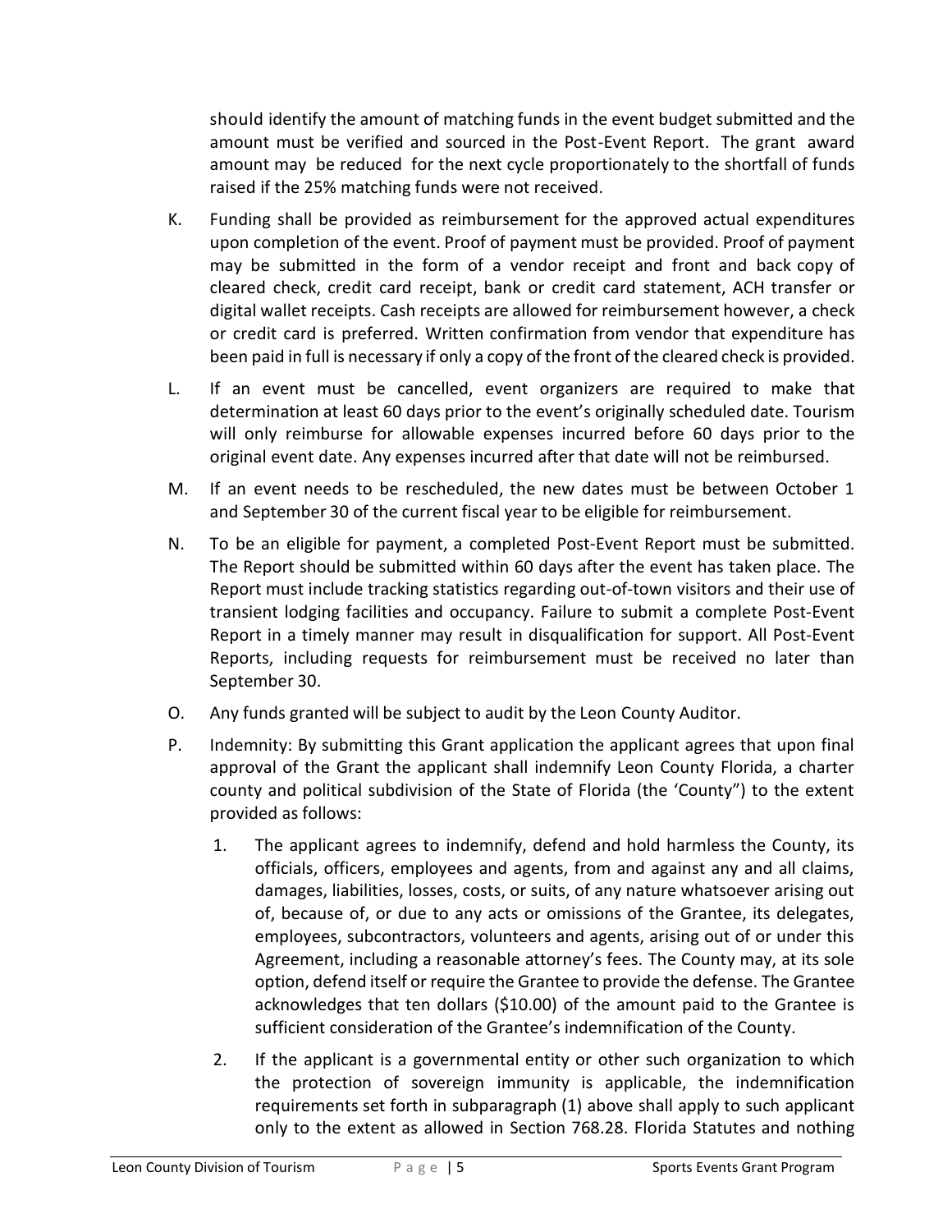should identify the amount of matching funds in the event budget submitted and the amount must be verified and sourced in the Post-Event Report. The grant award amount may be reduced for the next cycle proportionately to the shortfall of funds raised if the 25% matching funds were not received.

K. Funding shall be provided as reimbursement for the approved actual expenditures upon completion of the event. Proof of payment must be provided. Proof of payment may be submitted in the form of a vendor receipt and front and back copy of cleared check, credit card receipt, bank or credit card statement, ACH transfer or digital wallet receipts. Cash receipts are allowed for reimbursement however, a check or credit card is preferred. Written confirmation from vendor that expenditure has been paid in full is necessary if only a copy of the front of the cleared check is provided.

L. If an event must be cancelled, event organizers are required to make that determination at least 60 days prior to the event's originally scheduled date. Tourism will only reimburse for allowable expenses incurred before 60 days prior to the original event date. Any expenses incurred after that date will not be reimbursed.

M. If an event needs to be rescheduled, the new dates must be between October 1 and September 30 of the current fiscal year to be eligible for reimbursement.

N. To be an eligible for payment, a completed Post-Event Report must be submitted. The Report should be submitted within 60 days after the event has taken place. The Report must include tracking statistics regarding out-of-town visitors and their use of transient lodging facilities and occupancy. Failure to submit a complete Post-Event Report in a timely manner may result in disqualification for support. All Post-Event Reports, including requests for reimbursement must be received no later than September 30.

O. Any funds granted will be subject to audit by the Leon County Auditor.

P. Indemnity: By submitting this Grant application the applicant agrees that upon final approval of the Grant the applicant shall indemnify Leon County Florida, a charter county and political subdivision of the State of Florida (the 'County") to the extent provided as follows:

   1. The applicant agrees to indemnify, defend and hold harmless the County, its officials, officers, employees and agents, from and against any and all claims, damages, liabilities, losses, costs, or suits, of any nature whatsoever arising out of, because of, or due to any acts or omissions of the Grantee, its delegates, employees, subcontractors, volunteers and agents, arising out of or under this Agreement, including a reasonable attorney's fees. The County may, at its sole option, defend itself or require the Grantee to provide the defense. The Grantee acknowledges that ten dollars ($10.00) of the amount paid to the Grantee is sufficient consideration of the Grantee's indemnification of the County.

   2. If the applicant is a governmental entity or other such organization to which the protection of sovereign immunity is applicable, the indemnification requirements set forth in subparagraph (1) above shall apply to such applicant only to the extent as allowed in Section 768.28. Florida Statutes and nothing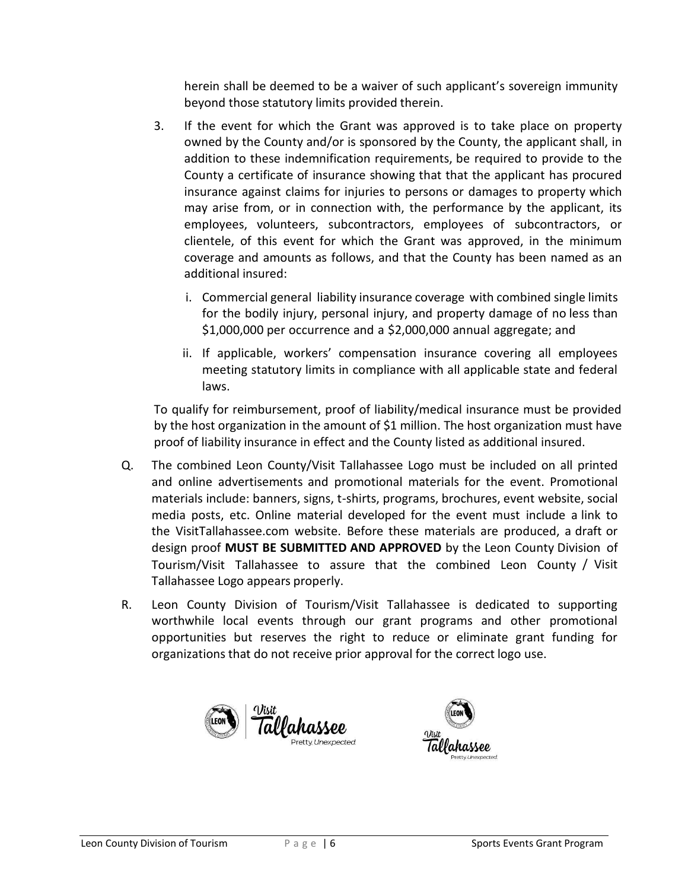herein shall be deemed to be a waiver of such applicant's sovereign immunity beyond those statutory limits provided therein.

3. If the event for which the Grant was approved is to take place on property owned by the County and/or is sponsored by the County, the applicant shall, in addition to these indemnification requirements, be required to provide to the County a certificate of insurance showing that that the applicant has procured insurance against claims for injuries to persons or damages to property which may arise from, or in connection with, the performance by the applicant, its employees, volunteers, subcontractors, employees of subcontractors, or clientele, of this event for which the Grant was approved, in the minimum coverage and amounts as follows, and that the County has been named as an additional insured:

   i. Commercial general liability insurance coverage with combined single limits for the bodily injury, personal injury, and property damage of no less than $1,000,000 per occurrence and a $2,000,000 annual aggregate; and

   ii. If applicable, workers' compensation insurance covering all employees meeting statutory limits in compliance with all applicable state and federal laws.

To qualify for reimbursement, proof of liability/medical insurance must be provided by the host organization in the amount of $1 million. The host organization must have proof of liability insurance in effect and the County listed as additional insured.

Q. The combined Leon County/Visit Tallahassee Logo must be included on all printed and online advertisements and promotional materials for the event. Promotional materials include: banners, signs, t-shirts, programs, brochures, event website, social media posts, etc. Online material developed for the event must include a link to the VisitTallahassee.com website. Before these materials are produced, a draft or design proof **MUST BE SUBMITTED AND APPROVED** by the Leon County Division of Tourism/Visit Tallahassee to assure that the combined Leon County / Visit Tallahassee Logo appears properly.

R. Leon County Division of Tourism/Visit Tallahassee is dedicated to supporting worthwhile local events through our grant programs and other promotional opportunities but reserves the right to reduce or eliminate grant funding for organizations that do not receive prior approval for the correct logo use.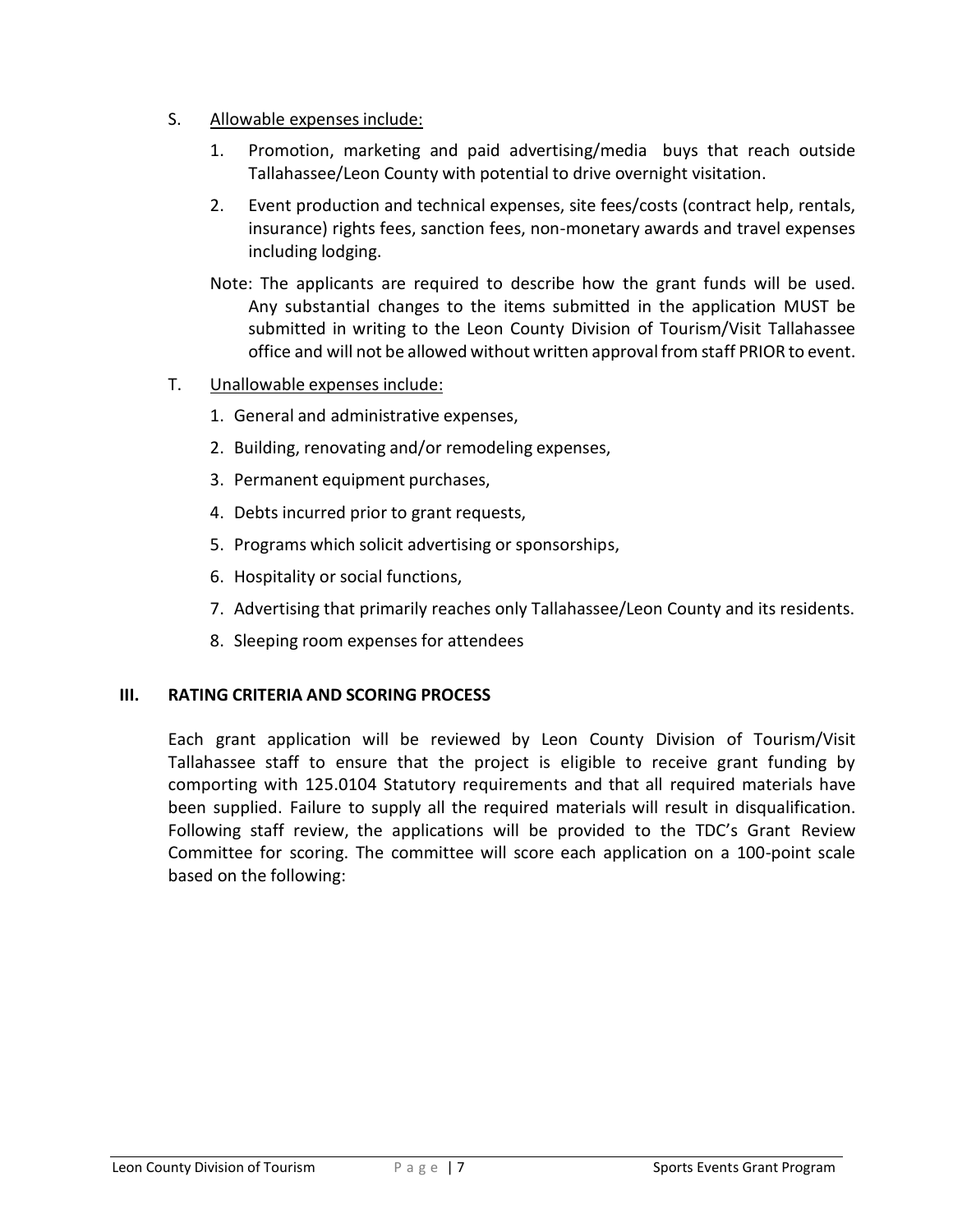S. <u>Allowable expenses include:</u>

1. Promotion, marketing and paid advertising/media buys that reach outside Tallahassee/Leon County with potential to drive overnight visitation.
2. Event production and technical expenses, site fees/costs (contract help, rentals, insurance) rights fees, sanction fees, non-monetary awards and travel expenses including lodging.

Note: The applicants are required to describe how the grant funds will be used. Any substantial changes to the items submitted in the application MUST be submitted in writing to the Leon County Division of Tourism/Visit Tallahassee office and will not be allowed without written approval from staff PRIOR to event.

T. <u>Unallowable expenses include:</u>

1. General and administrative expenses,
2. Building, renovating and/or remodeling expenses,
3. Permanent equipment purchases,
4. Debts incurred prior to grant requests,
5. Programs which solicit advertising or sponsorships,
6. Hospitality or social functions,
7. Advertising that primarily reaches only Tallahassee/Leon County and its residents.
8. Sleeping room expenses for attendees

## III. RATING CRITERIA AND SCORING PROCESS

Each grant application will be reviewed by Leon County Division of Tourism/Visit Tallahassee staff to ensure that the project is eligible to receive grant funding by comporting with 125.0104 Statutory requirements and that all required materials have been supplied. Failure to supply all the required materials will result in disqualification. Following staff review, the applications will be provided to the TDC's Grant Review Committee for scoring. The committee will score each application on a 100-point scale based on the following: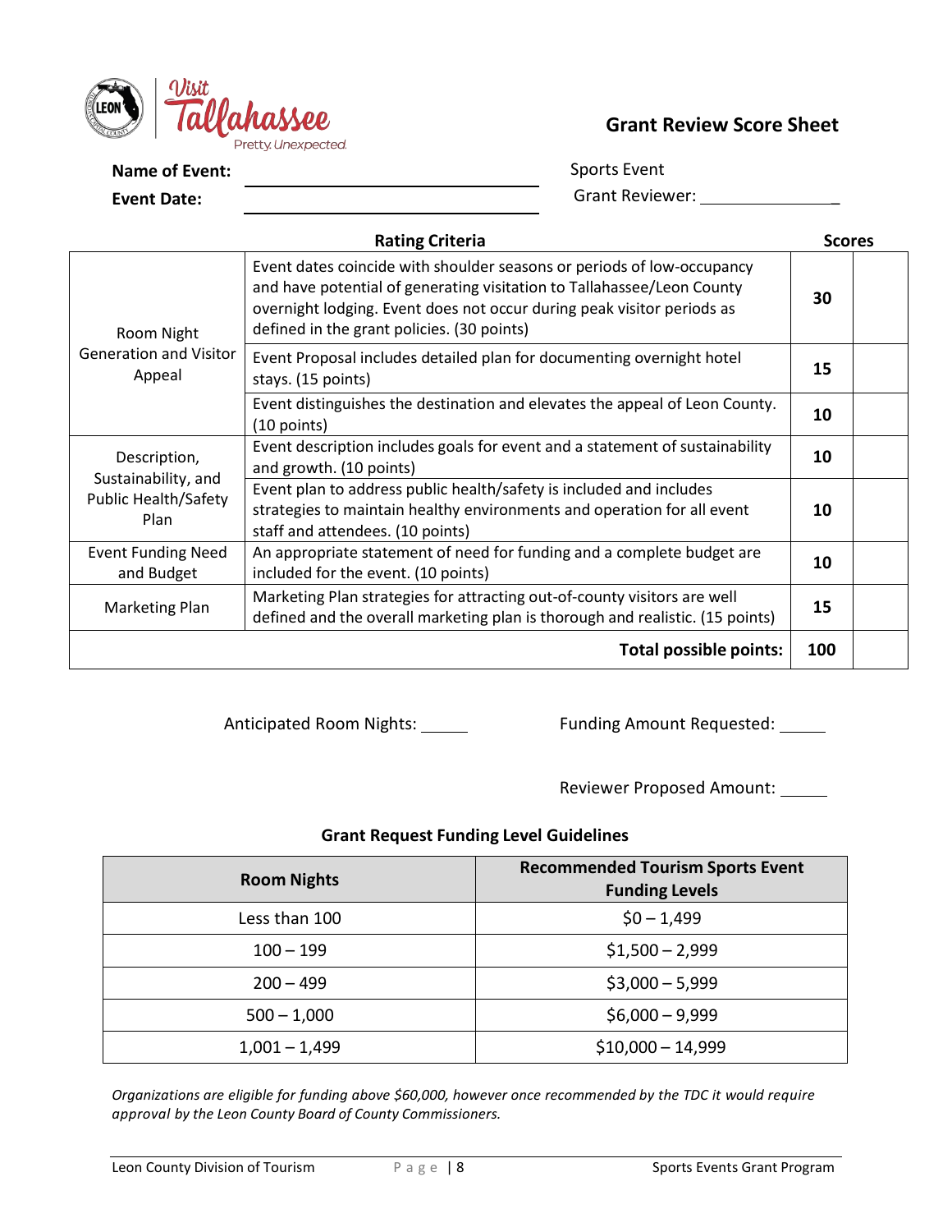## Grant Review Score Sheet

**Name of Event:** ______________________ Sports Event

**Event Date:** ______________________ Grant Reviewer: ______________

| | Rating Criteria | Scores | |
|---|---|---|---|
| Room Night Generation and Visitor Appeal | Event dates coincide with shoulder seasons or periods of low-occupancy and have potential of generating visitation to Tallahassee/Leon County overnight lodging. Event does not occur during peak visitor periods as defined in the grant policies. (30 points) | **30** | |
| | Event Proposal includes detailed plan for documenting overnight hotel stays. (15 points) | **15** | |
| | Event distinguishes the destination and elevates the appeal of Leon County. (10 points) | **10** | |
| Description, Sustainability, and Public Health/Safety Plan | Event description includes goals for event and a statement of sustainability and growth. (10 points) | **10** | |
| | Event plan to address public health/safety is included and includes strategies to maintain healthy environments and operation for all event staff and attendees. (10 points) | **10** | |
| Event Funding Need and Budget | An appropriate statement of need for funding and a complete budget are included for the event. (10 points) | **10** | |
| Marketing Plan | Marketing Plan strategies for attracting out-of-county visitors are well defined and the overall marketing plan is thorough and realistic. (15 points) | **15** | |
| | **Total possible points:** | **100** | |

Anticipated Room Nights: _____ Funding Amount Requested: _____

Reviewer Proposed Amount: _____

### Grant Request Funding Level Guidelines

| Room Nights | Recommended Tourism Sports Event Funding Levels |
|---|---|
| Less than 100 | $0 – 1,499 |
| 100 – 199 | $1,500 – 2,999 |
| 200 – 499 | $3,000 – 5,999 |
| 500 – 1,000 | $6,000 – 9,999 |
| 1,001 – 1,499 | $10,000 – 14,999 |

*Organizations are eligible for funding above $60,000, however once recommended by the TDC it would require approval by the Leon County Board of County Commissioners.*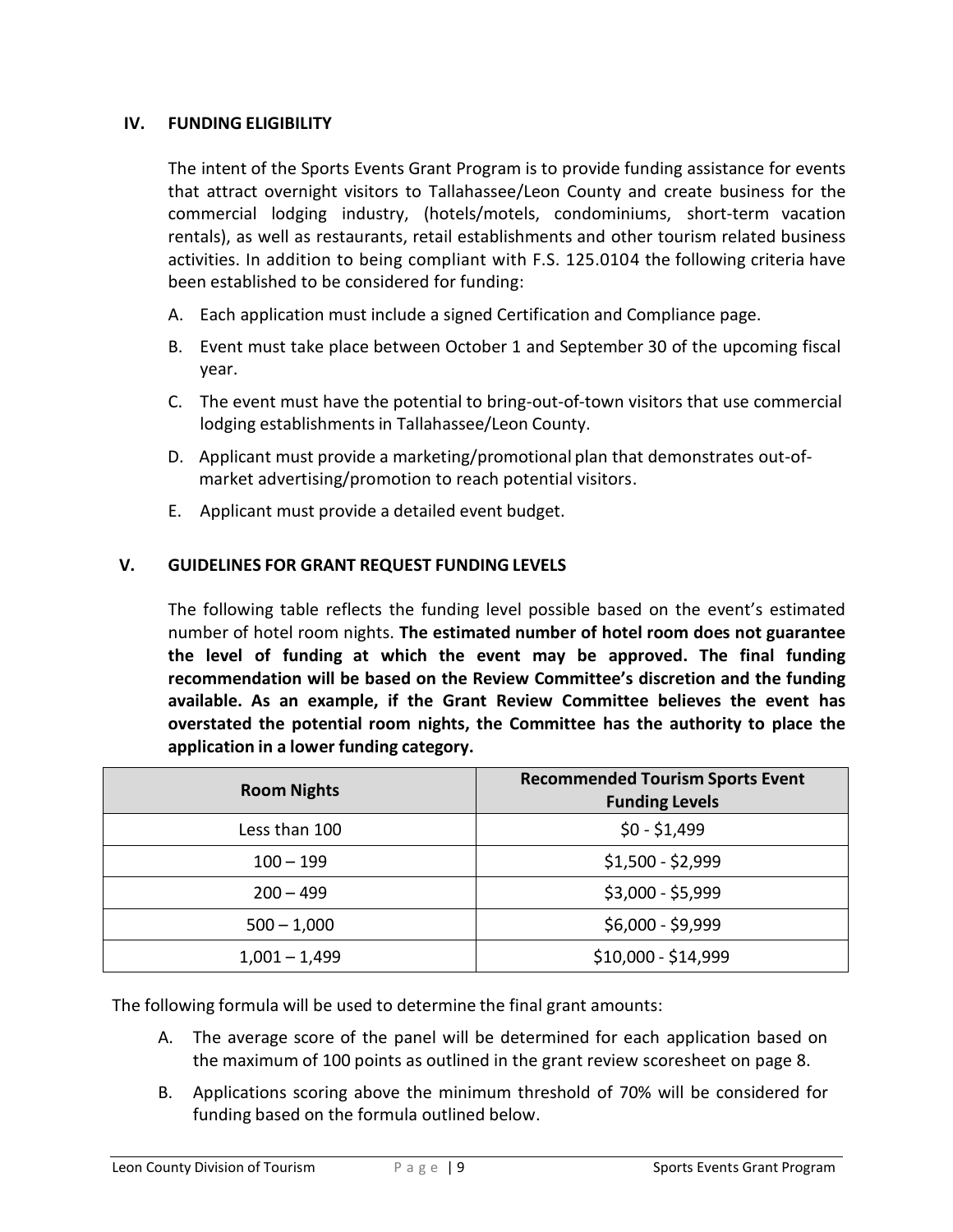## IV. FUNDING ELIGIBILITY

The intent of the Sports Events Grant Program is to provide funding assistance for events that attract overnight visitors to Tallahassee/Leon County and create business for the commercial lodging industry, (hotels/motels, condominiums, short-term vacation rentals), as well as restaurants, retail establishments and other tourism related business activities. In addition to being compliant with F.S. 125.0104 the following criteria have been established to be considered for funding:

A. Each application must include a signed Certification and Compliance page.
B. Event must take place between October 1 and September 30 of the upcoming fiscal year.
C. The event must have the potential to bring-out-of-town visitors that use commercial lodging establishments in Tallahassee/Leon County.
D. Applicant must provide a marketing/promotional plan that demonstrates out-of-market advertising/promotion to reach potential visitors.
E. Applicant must provide a detailed event budget.

## V. GUIDELINES FOR GRANT REQUEST FUNDING LEVELS

The following table reflects the funding level possible based on the event's estimated number of hotel room nights. **The estimated number of hotel room does not guarantee the level of funding at which the event may be approved. The final funding recommendation will be based on the Review Committee's discretion and the funding available. As an example, if the Grant Review Committee believes the event has overstated the potential room nights, the Committee has the authority to place the application in a lower funding category.**

| Room Nights | Recommended Tourism Sports Event Funding Levels |
|---|---|
| Less than 100 | $0 - $1,499 |
| 100 – 199 | $1,500 - $2,999 |
| 200 – 499 | $3,000 - $5,999 |
| 500 – 1,000 | $6,000 - $9,999 |
| 1,001 – 1,499 | $10,000 - $14,999 |

The following formula will be used to determine the final grant amounts:

A. The average score of the panel will be determined for each application based on the maximum of 100 points as outlined in the grant review scoresheet on page 8.
B. Applications scoring above the minimum threshold of 70% will be considered for funding based on the formula outlined below.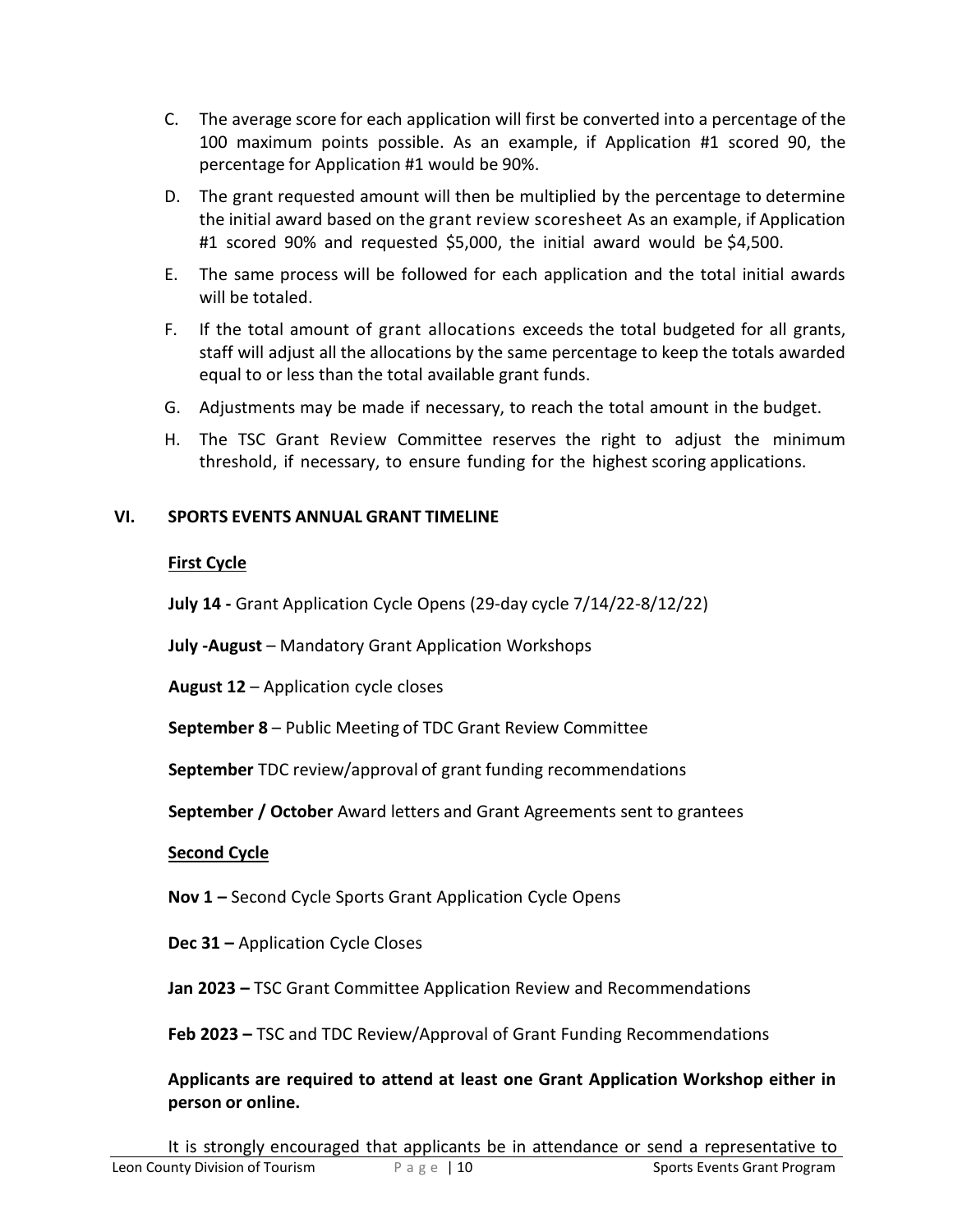C. The average score for each application will first be converted into a percentage of the 100 maximum points possible. As an example, if Application #1 scored 90, the percentage for Application #1 would be 90%.

D. The grant requested amount will then be multiplied by the percentage to determine the initial award based on the grant review scoresheet As an example, if Application #1 scored 90% and requested $5,000, the initial award would be $4,500.

E. The same process will be followed for each application and the total initial awards will be totaled.

F. If the total amount of grant allocations exceeds the total budgeted for all grants, staff will adjust all the allocations by the same percentage to keep the totals awarded equal to or less than the total available grant funds.

G. Adjustments may be made if necessary, to reach the total amount in the budget.

H. The TSC Grant Review Committee reserves the right to adjust the minimum threshold, if necessary, to ensure funding for the highest scoring applications.

## VI. SPORTS EVENTS ANNUAL GRANT TIMELINE

**First Cycle**

**July 14 -** Grant Application Cycle Opens (29-day cycle 7/14/22-8/12/22)

**July -August** – Mandatory Grant Application Workshops

**August 12** – Application cycle closes

**September 8** – Public Meeting of TDC Grant Review Committee

**September** TDC review/approval of grant funding recommendations

**September / October** Award letters and Grant Agreements sent to grantees

**Second Cycle**

**Nov 1 –** Second Cycle Sports Grant Application Cycle Opens

**Dec 31 –** Application Cycle Closes

**Jan 2023 –** TSC Grant Committee Application Review and Recommendations

**Feb 2023 –** TSC and TDC Review/Approval of Grant Funding Recommendations

**Applicants are required to attend at least one Grant Application Workshop either in person or online.**

It is strongly encouraged that applicants be in attendance or send a representative to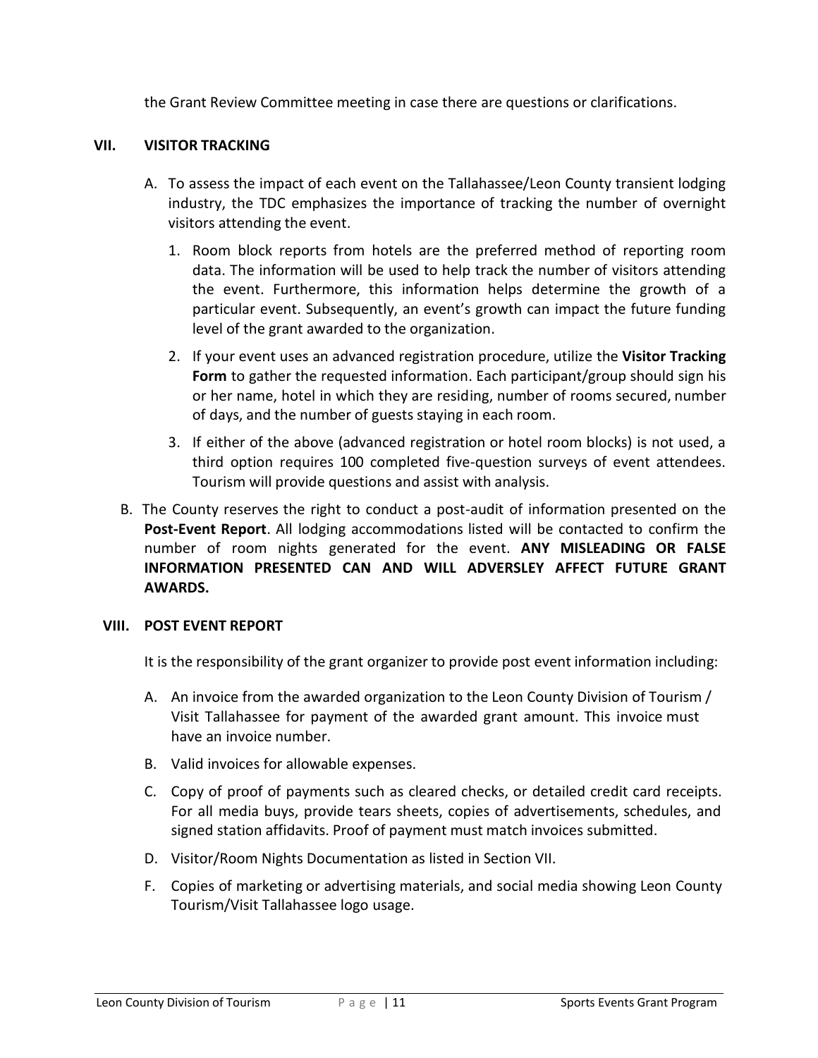the Grant Review Committee meeting in case there are questions or clarifications.

## VII. VISITOR TRACKING

A. To assess the impact of each event on the Tallahassee/Leon County transient lodging industry, the TDC emphasizes the importance of tracking the number of overnight visitors attending the event.

1. Room block reports from hotels are the preferred method of reporting room data. The information will be used to help track the number of visitors attending the event. Furthermore, this information helps determine the growth of a particular event. Subsequently, an event's growth can impact the future funding level of the grant awarded to the organization.
2. If your event uses an advanced registration procedure, utilize the **Visitor Tracking Form** to gather the requested information. Each participant/group should sign his or her name, hotel in which they are residing, number of rooms secured, number of days, and the number of guests staying in each room.
3. If either of the above (advanced registration or hotel room blocks) is not used, a third option requires 100 completed five-question surveys of event attendees. Tourism will provide questions and assist with analysis.

B. The County reserves the right to conduct a post-audit of information presented on the **Post-Event Report**. All lodging accommodations listed will be contacted to confirm the number of room nights generated for the event. **ANY MISLEADING OR FALSE INFORMATION PRESENTED CAN AND WILL ADVERSLEY AFFECT FUTURE GRANT AWARDS.**

## VIII. POST EVENT REPORT

It is the responsibility of the grant organizer to provide post event information including:

A. An invoice from the awarded organization to the Leon County Division of Tourism / Visit Tallahassee for payment of the awarded grant amount. This invoice must have an invoice number.

B. Valid invoices for allowable expenses.

C. Copy of proof of payments such as cleared checks, or detailed credit card receipts. For all media buys, provide tears sheets, copies of advertisements, schedules, and signed station affidavits. Proof of payment must match invoices submitted.

D. Visitor/Room Nights Documentation as listed in Section VII.

F. Copies of marketing or advertising materials, and social media showing Leon County Tourism/Visit Tallahassee logo usage.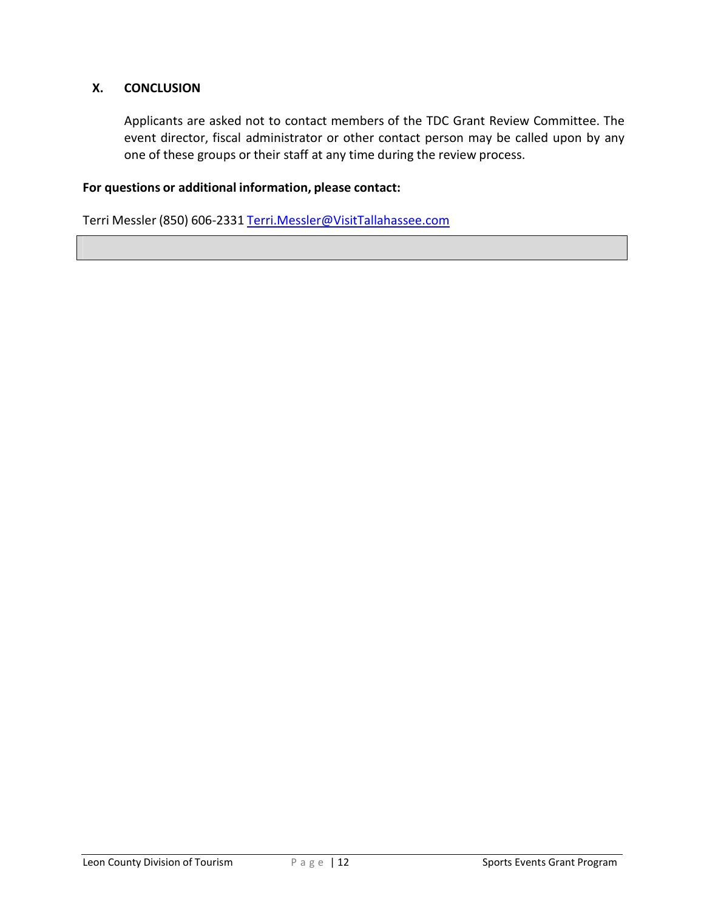## X. CONCLUSION

Applicants are asked not to contact members of the TDC Grant Review Committee. The event director, fiscal administrator or other contact person may be called upon by any one of these groups or their staff at any time during the review process.

**For questions or additional information, please contact:**

Terri Messler (850) 606-2331 Terri.Messler@VisitTallahassee.com